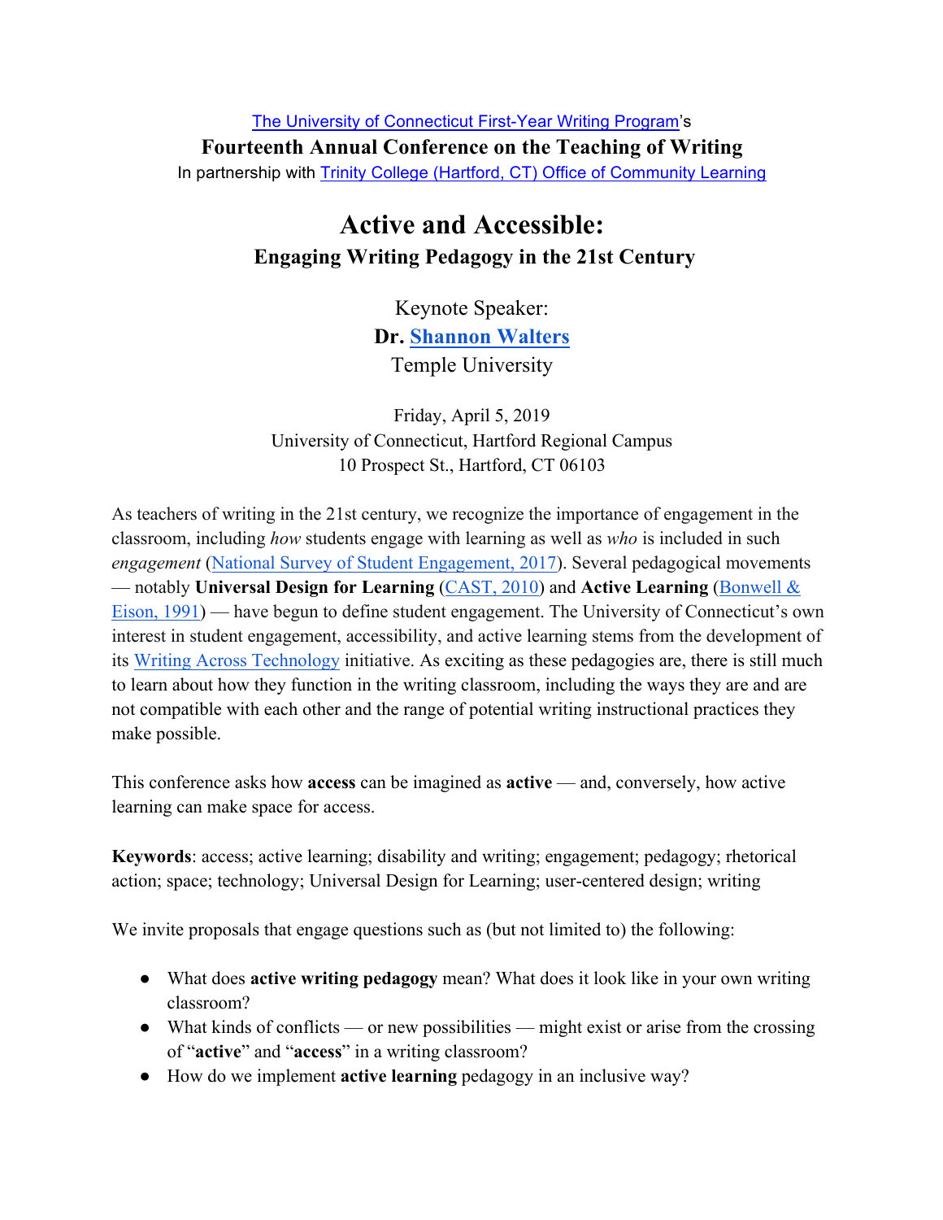The University of Connecticut First-Year Writing Program's

**Fourteenth Annual Conference on the Teaching of Writing**

In partnership with Trinity College (Hartford, CT) Office of Community Learning

# Active and Accessible:

## Engaging Writing Pedagogy in the 21st Century

Keynote Speaker:

**Dr. Shannon Walters**

Temple University

Friday, April 5, 2019

University of Connecticut, Hartford Regional Campus

10 Prospect St., Hartford, CT 06103

As teachers of writing in the 21st century, we recognize the importance of engagement in the classroom, including *how* students engage with learning as well as *who* is included in such *engagement* (National Survey of Student Engagement, 2017). Several pedagogical movements — notably **Universal Design for Learning** (CAST, 2010) and **Active Learning** (Bonwell & Eison, 1991) — have begun to define student engagement. The University of Connecticut's own interest in student engagement, accessibility, and active learning stems from the development of its Writing Across Technology initiative. As exciting as these pedagogies are, there is still much to learn about how they function in the writing classroom, including the ways they are and are not compatible with each other and the range of potential writing instructional practices they make possible.

This conference asks how **access** can be imagined as **active** — and, conversely, how active learning can make space for access.

**Keywords**: access; active learning; disability and writing; engagement; pedagogy; rhetorical action; space; technology; Universal Design for Learning; user-centered design; writing

We invite proposals that engage questions such as (but not limited to) the following:

- What does **active writing pedagogy** mean? What does it look like in your own writing classroom?
- What kinds of conflicts — or new possibilities — might exist or arise from the crossing of "**active**" and "**access**" in a writing classroom?
- How do we implement **active learning** pedagogy in an inclusive way?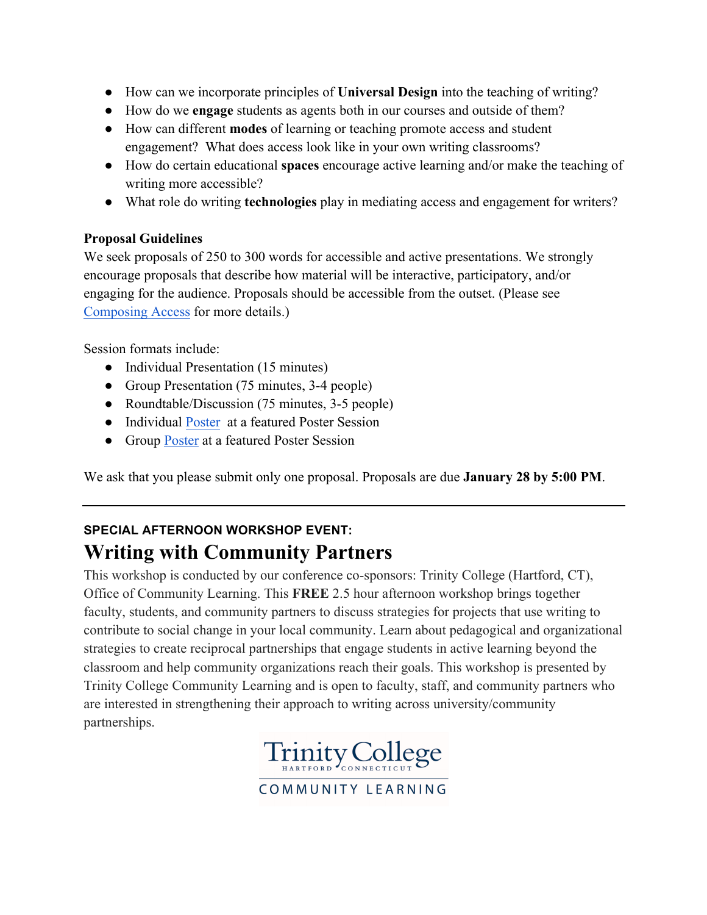- How can we incorporate principles of **Universal Design** into the teaching of writing?
- How do we **engage** students as agents both in our courses and outside of them?
- How can different **modes** of learning or teaching promote access and student engagement? What does access look like in your own writing classrooms?
- How do certain educational **spaces** encourage active learning and/or make the teaching of writing more accessible?
- What role do writing **technologies** play in mediating access and engagement for writers?

**Proposal Guidelines**

We seek proposals of 250 to 300 words for accessible and active presentations. We strongly encourage proposals that describe how material will be interactive, participatory, and/or engaging for the audience. Proposals should be accessible from the outset. (Please see Composing Access for more details.)

Session formats include:

- Individual Presentation (15 minutes)
- Group Presentation (75 minutes, 3-4 people)
- Roundtable/Discussion (75 minutes, 3-5 people)
- Individual Poster at a featured Poster Session
- Group Poster at a featured Poster Session

We ask that you please submit only one proposal. Proposals are due **January 28 by 5:00 PM**.

---

**SPECIAL AFTERNOON WORKSHOP EVENT:**

# Writing with Community Partners

This workshop is conducted by our conference co-sponsors: Trinity College (Hartford, CT), Office of Community Learning. This **FREE** 2.5 hour afternoon workshop brings together faculty, students, and community partners to discuss strategies for projects that use writing to contribute to social change in your local community. Learn about pedagogical and organizational strategies to create reciprocal partnerships that engage students in active learning beyond the classroom and help community organizations reach their goals. This workshop is presented by Trinity College Community Learning and is open to faculty, staff, and community partners who are interested in strengthening their approach to writing across university/community partnerships.

Trinity College
HARTFORD CONNECTICUT
COMMUNITY LEARNING